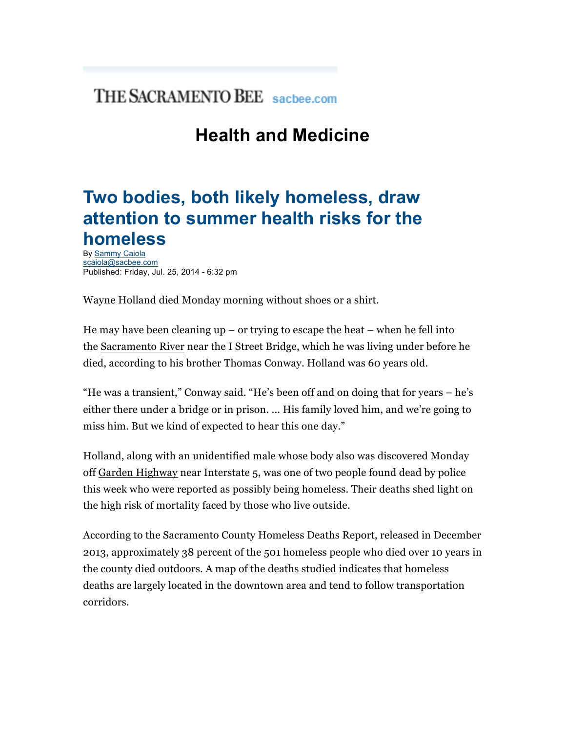THE SACRAMENTO BEE sacbee.com

# Health and Medicine

## Two bodies, both likely homeless, draw attention to summer health risks for the homeless

By Sammy Caiola
scaiola@sacbee.com
Published: Friday, Jul. 25, 2014 - 6:32 pm

Wayne Holland died Monday morning without shoes or a shirt.

He may have been cleaning up – or trying to escape the heat – when he fell into the Sacramento River near the I Street Bridge, which he was living under before he died, according to his brother Thomas Conway. Holland was 60 years old.

"He was a transient," Conway said. "He's been off and on doing that for years – he's either there under a bridge or in prison. ... His family loved him, and we're going to miss him. But we kind of expected to hear this one day."

Holland, along with an unidentified male whose body also was discovered Monday off Garden Highway near Interstate 5, was one of two people found dead by police this week who were reported as possibly being homeless. Their deaths shed light on the high risk of mortality faced by those who live outside.

According to the Sacramento County Homeless Deaths Report, released in December 2013, approximately 38 percent of the 501 homeless people who died over 10 years in the county died outdoors. A map of the deaths studied indicates that homeless deaths are largely located in the downtown area and tend to follow transportation corridors.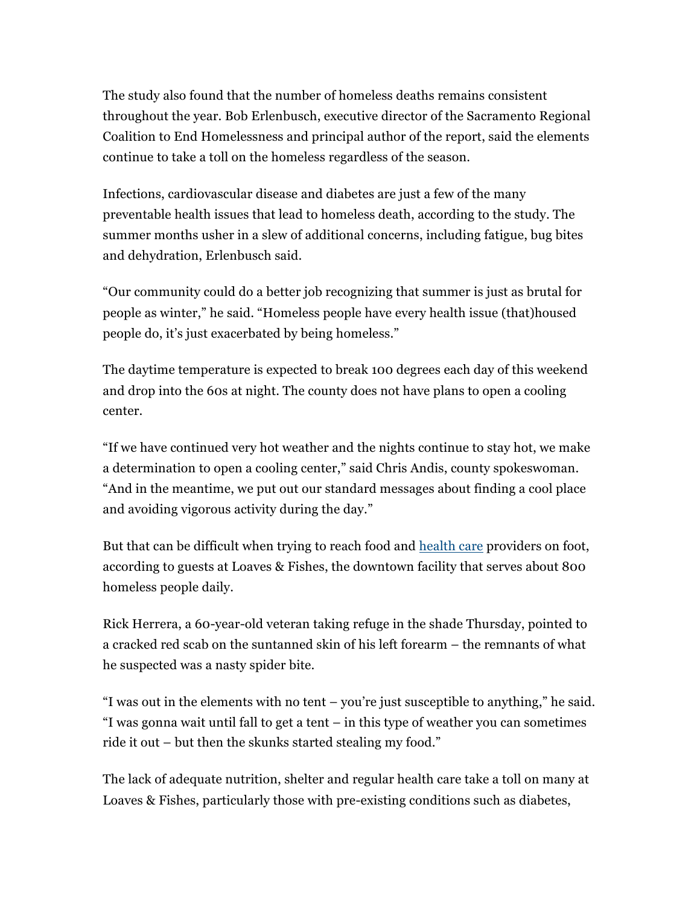The study also found that the number of homeless deaths remains consistent throughout the year. Bob Erlenbusch, executive director of the Sacramento Regional Coalition to End Homelessness and principal author of the report, said the elements continue to take a toll on the homeless regardless of the season.

Infections, cardiovascular disease and diabetes are just a few of the many preventable health issues that lead to homeless death, according to the study. The summer months usher in a slew of additional concerns, including fatigue, bug bites and dehydration, Erlenbusch said.

"Our community could do a better job recognizing that summer is just as brutal for people as winter," he said. "Homeless people have every health issue (that)housed people do, it's just exacerbated by being homeless."

The daytime temperature is expected to break 100 degrees each day of this weekend and drop into the 60s at night. The county does not have plans to open a cooling center.

"If we have continued very hot weather and the nights continue to stay hot, we make a determination to open a cooling center," said Chris Andis, county spokeswoman. "And in the meantime, we put out our standard messages about finding a cool place and avoiding vigorous activity during the day."

But that can be difficult when trying to reach food and [health care] providers on foot, according to guests at Loaves & Fishes, the downtown facility that serves about 800 homeless people daily.

Rick Herrera, a 60-year-old veteran taking refuge in the shade Thursday, pointed to a cracked red scab on the suntanned skin of his left forearm – the remnants of what he suspected was a nasty spider bite.

"I was out in the elements with no tent – you're just susceptible to anything," he said. "I was gonna wait until fall to get a tent – in this type of weather you can sometimes ride it out – but then the skunks started stealing my food."

The lack of adequate nutrition, shelter and regular health care take a toll on many at Loaves & Fishes, particularly those with pre-existing conditions such as diabetes,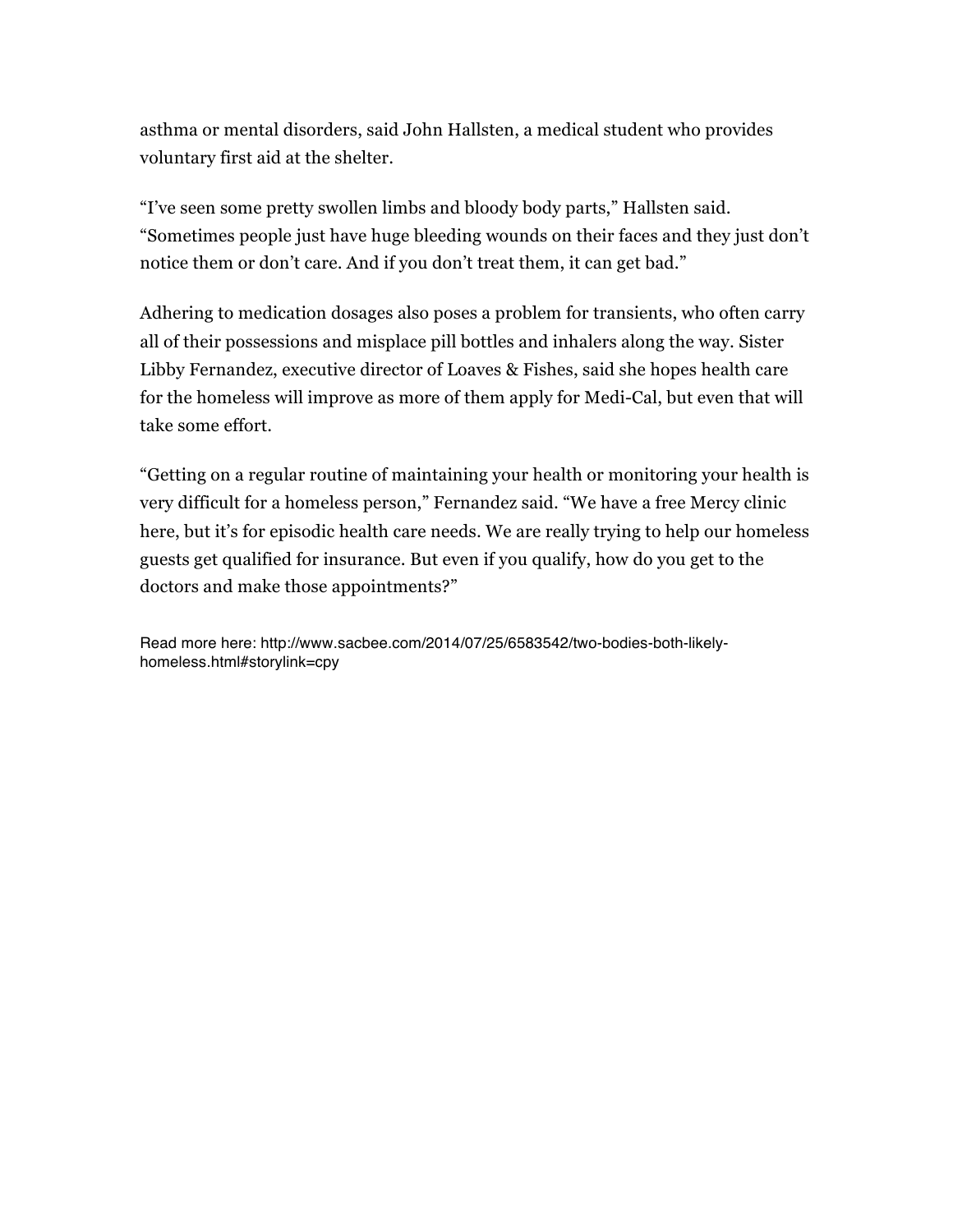asthma or mental disorders, said John Hallsten, a medical student who provides voluntary first aid at the shelter.

"I've seen some pretty swollen limbs and bloody body parts," Hallsten said. "Sometimes people just have huge bleeding wounds on their faces and they just don't notice them or don't care. And if you don't treat them, it can get bad."

Adhering to medication dosages also poses a problem for transients, who often carry all of their possessions and misplace pill bottles and inhalers along the way. Sister Libby Fernandez, executive director of Loaves & Fishes, said she hopes health care for the homeless will improve as more of them apply for Medi-Cal, but even that will take some effort.

"Getting on a regular routine of maintaining your health or monitoring your health is very difficult for a homeless person," Fernandez said. "We have a free Mercy clinic here, but it's for episodic health care needs. We are really trying to help our homeless guests get qualified for insurance. But even if you qualify, how do you get to the doctors and make those appointments?"

Read more here: http://www.sacbee.com/2014/07/25/6583542/two-bodies-both-likely-homeless.html#storylink=cpy